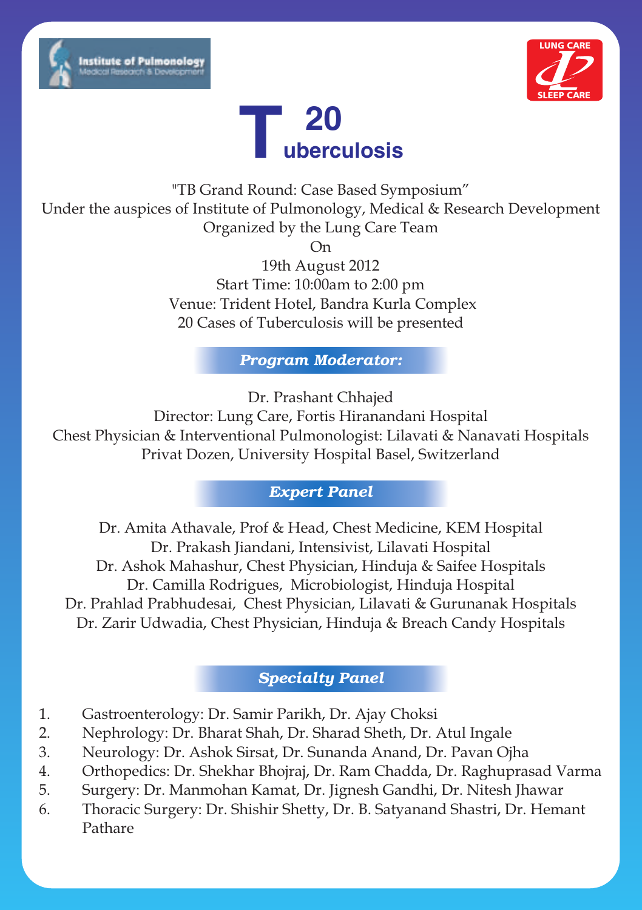Institute of Pulmonology
Medical Research & Development

LUNG CARE
SLEEP CARE

# T 20 uberculosis

"TB Grand Round: Case Based Symposium"
Under the auspices of Institute of Pulmonology, Medical & Research Development
Organized by the Lung Care Team
On
19th August 2012
Start Time: 10:00am to 2:00 pm
Venue: Trident Hotel, Bandra Kurla Complex
20 Cases of Tuberculosis will be presented

## *Program Moderator:*

Dr. Prashant Chhajed
Director: Lung Care, Fortis Hiranandani Hospital
Chest Physician & Interventional Pulmonologist: Lilavati & Nanavati Hospitals
Privat Dozen, University Hospital Basel, Switzerland

## *Expert Panel*

Dr. Amita Athavale, Prof & Head, Chest Medicine, KEM Hospital
Dr. Prakash Jiandani, Intensivist, Lilavati Hospital
Dr. Ashok Mahashur, Chest Physician, Hinduja & Saifee Hospitals
Dr. Camilla Rodrigues, Microbiologist, Hinduja Hospital
Dr. Prahlad Prabhudesai, Chest Physician, Lilavati & Gurunanak Hospitals
Dr. Zarir Udwadia, Chest Physician, Hinduja & Breach Candy Hospitals

## *Specialty Panel*

1. Gastroenterology: Dr. Samir Parikh, Dr. Ajay Choksi
2. Nephrology: Dr. Bharat Shah, Dr. Sharad Sheth, Dr. Atul Ingale
3. Neurology: Dr. Ashok Sirsat, Dr. Sunanda Anand, Dr. Pavan Ojha
4. Orthopedics: Dr. Shekhar Bhojraj, Dr. Ram Chadda, Dr. Raghuprasad Varma
5. Surgery: Dr. Manmohan Kamat, Dr. Jignesh Gandhi, Dr. Nitesh Jhawar
6. Thoracic Surgery: Dr. Shishir Shetty, Dr. B. Satyanand Shastri, Dr. Hemant Pathare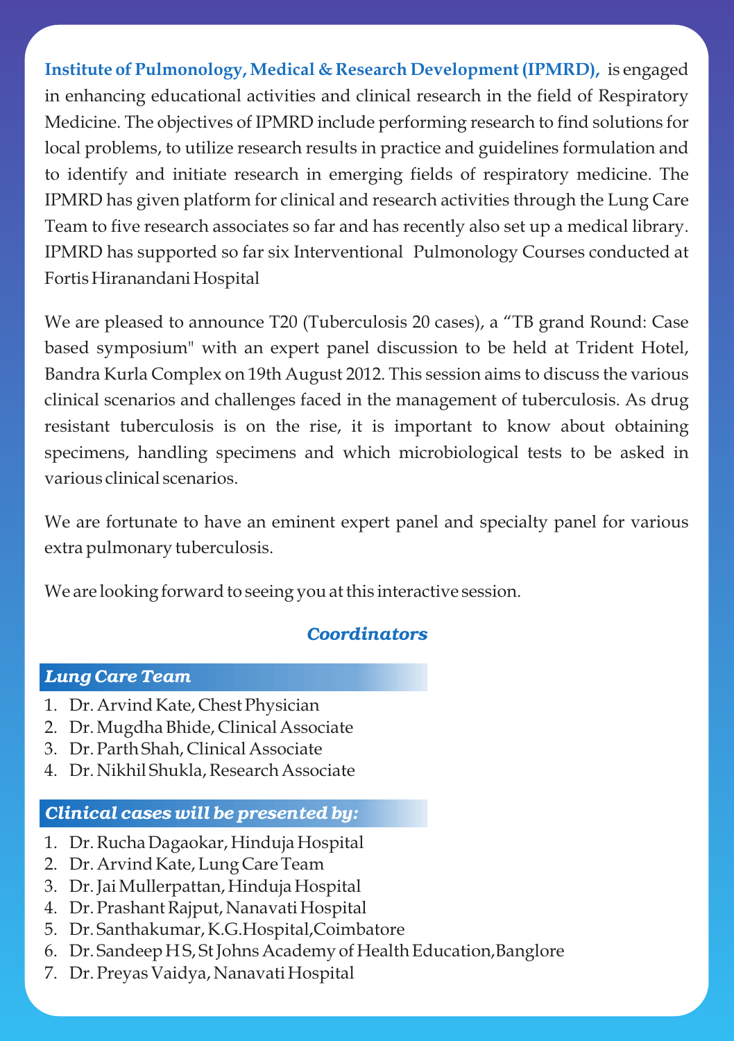**Institute of Pulmonology, Medical & Research Development (IPMRD),** is engaged in enhancing educational activities and clinical research in the field of Respiratory Medicine. The objectives of IPMRD include performing research to find solutions for local problems, to utilize research results in practice and guidelines formulation and to identify and initiate research in emerging fields of respiratory medicine. The IPMRD has given platform for clinical and research activities through the Lung Care Team to five research associates so far and has recently also set up a medical library. IPMRD has supported so far six Interventional Pulmonology Courses conducted at Fortis Hiranandani Hospital

We are pleased to announce T20 (Tuberculosis 20 cases), a "TB grand Round: Case based symposium" with an expert panel discussion to be held at Trident Hotel, Bandra Kurla Complex on 19th August 2012. This session aims to discuss the various clinical scenarios and challenges faced in the management of tuberculosis. As drug resistant tuberculosis is on the rise, it is important to know about obtaining specimens, handling specimens and which microbiological tests to be asked in various clinical scenarios.

We are fortunate to have an eminent expert panel and specialty panel for various extra pulmonary tuberculosis.

We are looking forward to seeing you at this interactive session.

### *Coordinators*

#### *Lung Care Team*

1. Dr. Arvind Kate, Chest Physician
2. Dr. Mugdha Bhide, Clinical Associate
3. Dr. Parth Shah, Clinical Associate
4. Dr. Nikhil Shukla, Research Associate

#### *Clinical cases will be presented by:*

1. Dr. Rucha Dagaokar, Hinduja Hospital
2. Dr. Arvind Kate, Lung Care Team
3. Dr. Jai Mullerpattan, Hinduja Hospital
4. Dr. Prashant Rajput, Nanavati Hospital
5. Dr. Santhakumar, K.G.Hospital,Coimbatore
6. Dr. Sandeep H S, St Johns Academy of Health Education,Banglore
7. Dr. Preyas Vaidya, Nanavati Hospital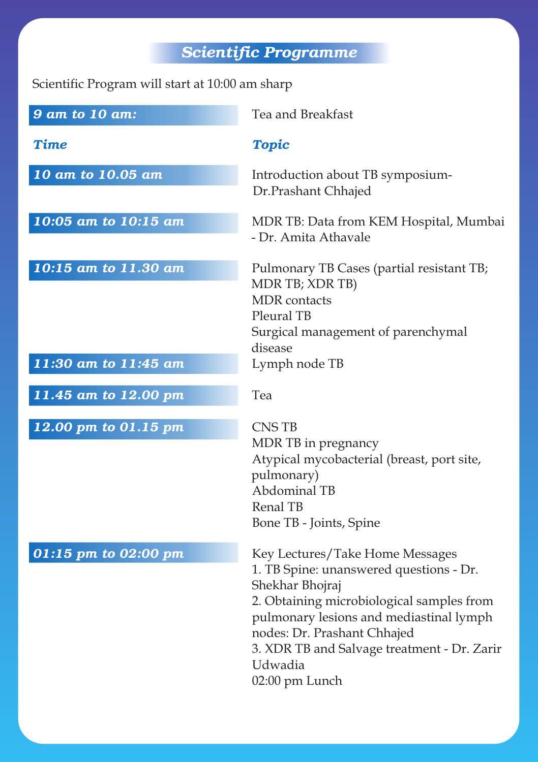# Scientific Programme

Scientific Program will start at 10:00 am sharp

| ***9 am to 10 am:*** | Tea and Breakfast |
|---|---|
| ***Time*** | ***Topic*** |
| **10 am to 10.05 am** | Introduction about TB symposium- Dr.Prashant Chhajed |
| **10:05 am to 10:15 am** | MDR TB: Data from KEM Hospital, Mumbai - Dr. Amita Athavale |
| **10:15 am to 11.30 am** | Pulmonary TB Cases (partial resistant TB; MDR TB; XDR TB)<br>MDR contacts<br>Pleural TB<br>Surgical management of parenchymal disease |
| **11:30 am to 11:45 am** | Lymph node TB |
| **11.45 am to 12.00 pm** | Tea |
| **12.00 pm to 01.15 pm** | CNS TB<br>MDR TB in pregnancy<br>Atypical mycobacterial (breast, port site, pulmonary)<br>Abdominal TB<br>Renal TB<br>Bone TB - Joints, Spine |
| **01:15 pm to 02:00 pm** | Key Lectures/Take Home Messages<br>1. TB Spine: unanswered questions - Dr. Shekhar Bhojraj<br>2. Obtaining microbiological samples from pulmonary lesions and mediastinal lymph nodes: Dr. Prashant Chhajed<br>3. XDR TB and Salvage treatment - Dr. Zarir Udwadia<br>02:00 pm Lunch |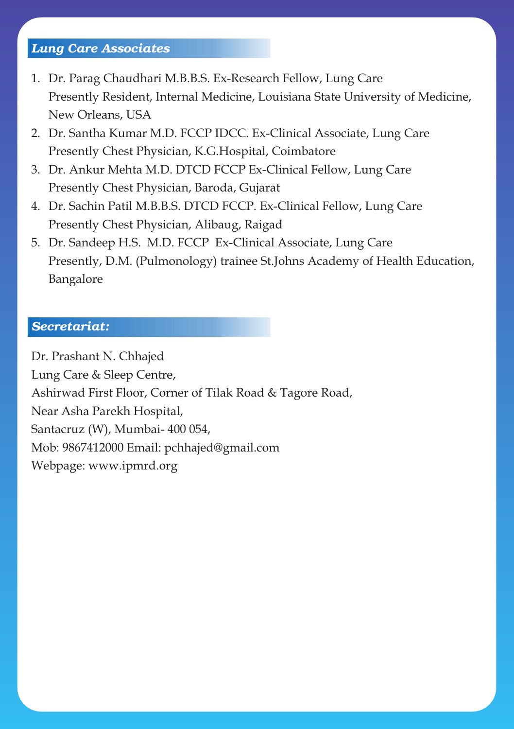## *Lung Care Associates*

1. Dr. Parag Chaudhari M.B.B.S. Ex-Research Fellow, Lung Care
   Presently Resident, Internal Medicine, Louisiana State University of Medicine, New Orleans, USA
2. Dr. Santha Kumar M.D. FCCP IDCC. Ex-Clinical Associate, Lung Care
   Presently Chest Physician, K.G.Hospital, Coimbatore
3. Dr. Ankur Mehta M.D. DTCD FCCP Ex-Clinical Fellow, Lung Care
   Presently Chest Physician, Baroda, Gujarat
4. Dr. Sachin Patil M.B.B.S. DTCD FCCP. Ex-Clinical Fellow, Lung Care
   Presently Chest Physician, Alibaug, Raigad
5. Dr. Sandeep H.S. M.D. FCCP Ex-Clinical Associate, Lung Care
   Presently, D.M. (Pulmonology) trainee St.Johns Academy of Health Education, Bangalore

## *Secretariat:*

Dr. Prashant N. Chhajed
Lung Care & Sleep Centre,
Ashirwad First Floor, Corner of Tilak Road & Tagore Road,
Near Asha Parekh Hospital,
Santacruz (W), Mumbai- 400 054,
Mob: 9867412000 Email: pchhajed@gmail.com
Webpage: www.ipmrd.org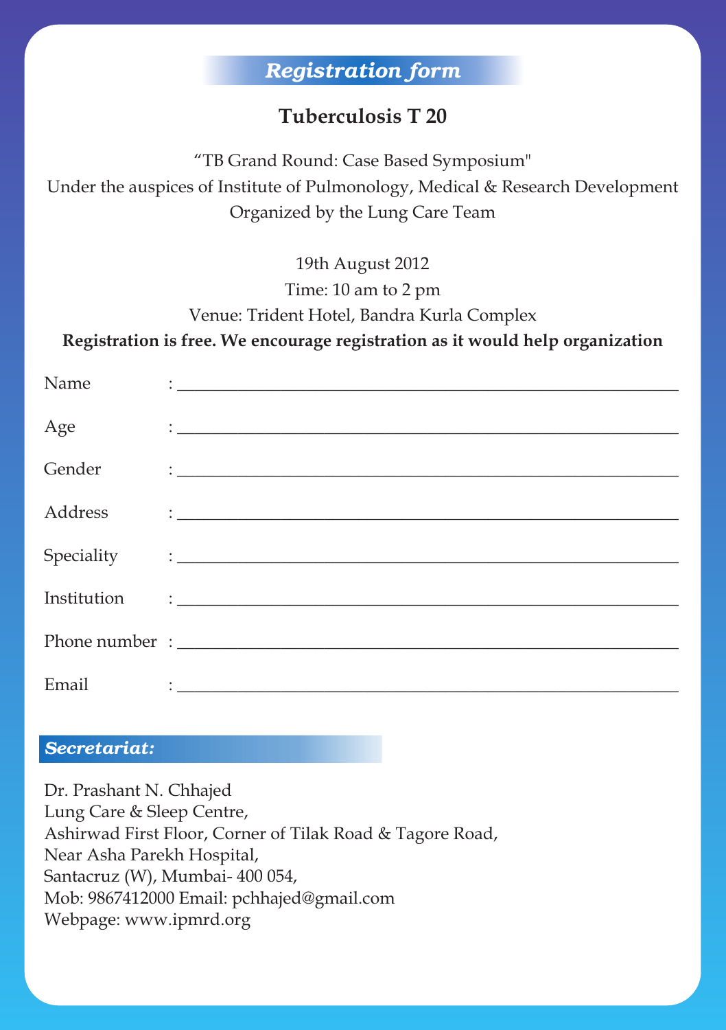## *Registration form*

# Tuberculosis T 20

"TB Grand Round: Case Based Symposium"
Under the auspices of Institute of Pulmonology, Medical & Research Development
Organized by the Lung Care Team

19th August 2012
Time: 10 am to 2 pm
Venue: Trident Hotel, Bandra Kurla Complex

**Registration is free. We encourage registration as it would help organization**

Name : ____________________________________________

Age : ____________________________________________

Gender : ____________________________________________

Address : ____________________________________________

Speciality : ____________________________________________

Institution : ____________________________________________

Phone number : ____________________________________________

Email : ____________________________________________

### *Secretariat:*

Dr. Prashant N. Chhajed
Lung Care & Sleep Centre,
Ashirwad First Floor, Corner of Tilak Road & Tagore Road,
Near Asha Parekh Hospital,
Santacruz (W), Mumbai- 400 054,
Mob: 9867412000 Email: pchhajed@gmail.com
Webpage: www.ipmrd.org